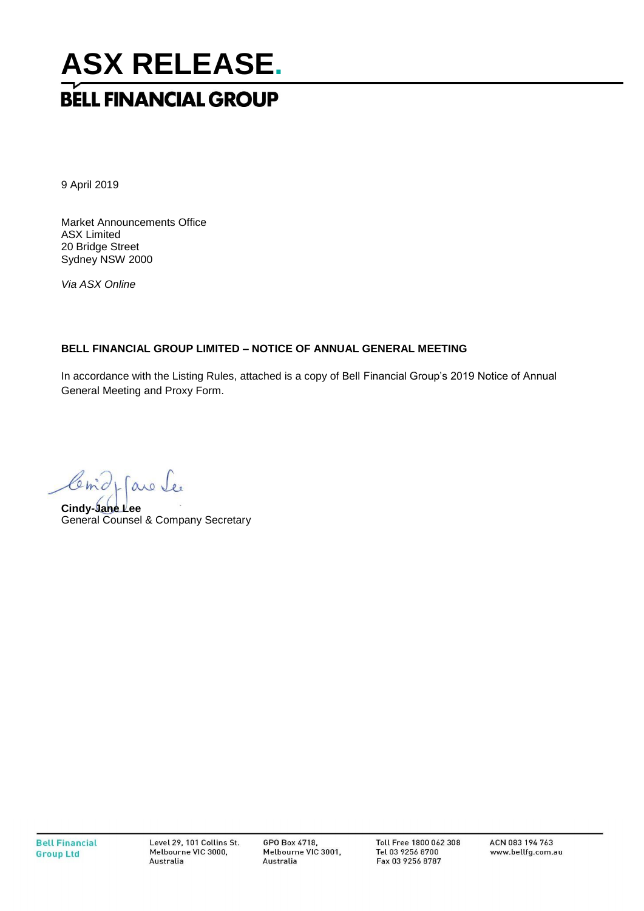# ASX RELEASE.

## BELL FINANCIAL GROUP

9 April 2019

Market Announcements Office
ASX Limited
20 Bridge Street
Sydney NSW 2000

*Via ASX Online*

**BELL FINANCIAL GROUP LIMITED – NOTICE OF ANNUAL GENERAL MEETING**

In accordance with the Listing Rules, attached is a copy of Bell Financial Group's 2019 Notice of Annual General Meeting and Proxy Form.

**Cindy-Jane Lee**
General Counsel & Company Secretary

Bell Financial Group Ltd | Level 29, 101 Collins St. Melbourne VIC 3000, Australia | GPO Box 4718, Melbourne VIC 3001, Australia | Toll Free 1800 062 308 Tel 03 9256 8700 Fax 03 9256 8787 | ACN 083 194 763 www.bellfg.com.au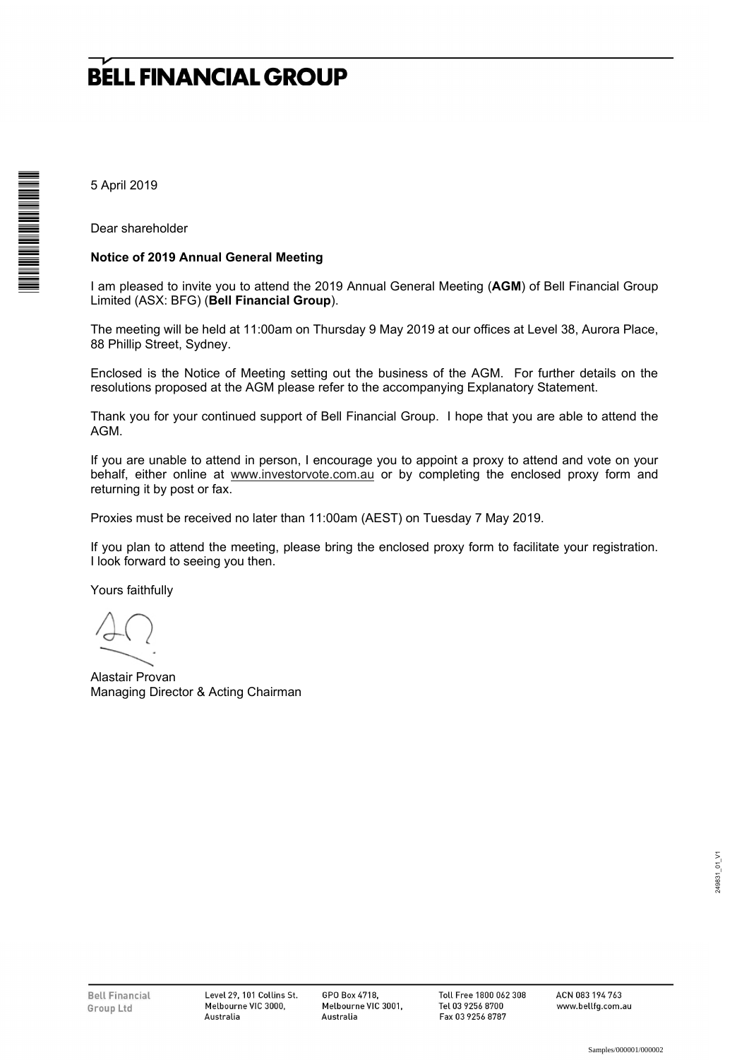# BELL FINANCIAL GROUP

5 April 2019

Dear shareholder

**Notice of 2019 Annual General Meeting**

I am pleased to invite you to attend the 2019 Annual General Meeting (**AGM**) of Bell Financial Group Limited (ASX: BFG) (**Bell Financial Group**).

The meeting will be held at 11:00am on Thursday 9 May 2019 at our offices at Level 38, Aurora Place, 88 Phillip Street, Sydney.

Enclosed is the Notice of Meeting setting out the business of the AGM. For further details on the resolutions proposed at the AGM please refer to the accompanying Explanatory Statement.

Thank you for your continued support of Bell Financial Group. I hope that you are able to attend the AGM.

If you are unable to attend in person, I encourage you to appoint a proxy to attend and vote on your behalf, either online at www.investorvote.com.au or by completing the enclosed proxy form and returning it by post or fax.

Proxies must be received no later than 11:00am (AEST) on Tuesday 7 May 2019.

If you plan to attend the meeting, please bring the enclosed proxy form to facilitate your registration. I look forward to seeing you then.

Yours faithfully

Alastair Provan
Managing Director & Acting Chairman

Bell Financial Group Ltd | Level 29, 101 Collins St. Melbourne VIC 3000, Australia | GPO Box 4718, Melbourne VIC 3001, Australia | Toll Free 1800 062 308 Tel 03 9256 8700 Fax 03 9256 8787 | ACN 083 194 763 www.bellfg.com.au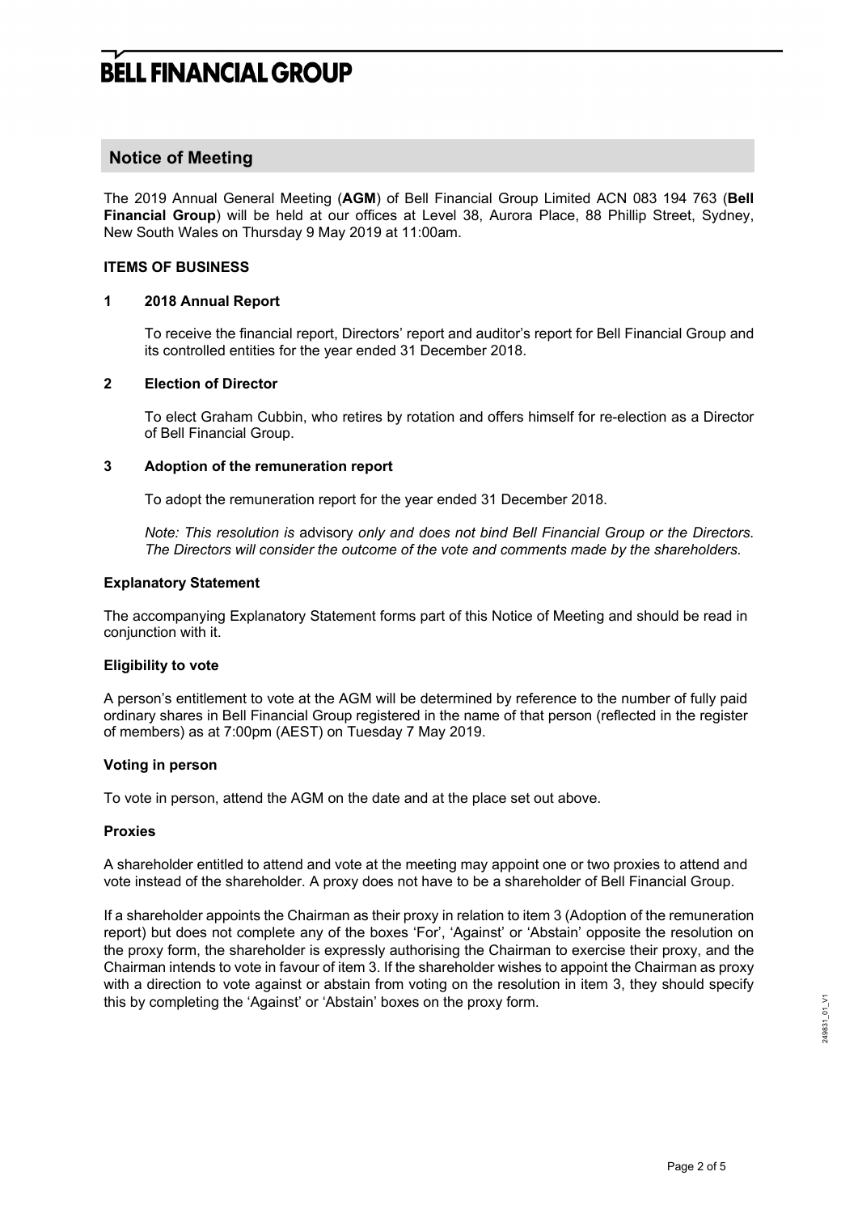# BELL FINANCIAL GROUP

## Notice of Meeting

The 2019 Annual General Meeting (**AGM**) of Bell Financial Group Limited ACN 083 194 763 (**Bell Financial Group**) will be held at our offices at Level 38, Aurora Place, 88 Phillip Street, Sydney, New South Wales on Thursday 9 May 2019 at 11:00am.

**ITEMS OF BUSINESS**

**1 2018 Annual Report**

To receive the financial report, Directors' report and auditor's report for Bell Financial Group and its controlled entities for the year ended 31 December 2018.

**2 Election of Director**

To elect Graham Cubbin, who retires by rotation and offers himself for re-election as a Director of Bell Financial Group.

**3 Adoption of the remuneration report**

To adopt the remuneration report for the year ended 31 December 2018.

*Note: This resolution is* advisory *only and does not bind Bell Financial Group or the Directors. The Directors will consider the outcome of the vote and comments made by the shareholders.*

**Explanatory Statement**

The accompanying Explanatory Statement forms part of this Notice of Meeting and should be read in conjunction with it.

**Eligibility to vote**

A person's entitlement to vote at the AGM will be determined by reference to the number of fully paid ordinary shares in Bell Financial Group registered in the name of that person (reflected in the register of members) as at 7:00pm (AEST) on Tuesday 7 May 2019.

**Voting in person**

To vote in person, attend the AGM on the date and at the place set out above.

**Proxies**

A shareholder entitled to attend and vote at the meeting may appoint one or two proxies to attend and vote instead of the shareholder. A proxy does not have to be a shareholder of Bell Financial Group.

If a shareholder appoints the Chairman as their proxy in relation to item 3 (Adoption of the remuneration report) but does not complete any of the boxes 'For', 'Against' or 'Abstain' opposite the resolution on the proxy form, the shareholder is expressly authorising the Chairman to exercise their proxy, and the Chairman intends to vote in favour of item 3. If the shareholder wishes to appoint the Chairman as proxy with a direction to vote against or abstain from voting on the resolution in item 3, they should specify this by completing the 'Against' or 'Abstain' boxes on the proxy form.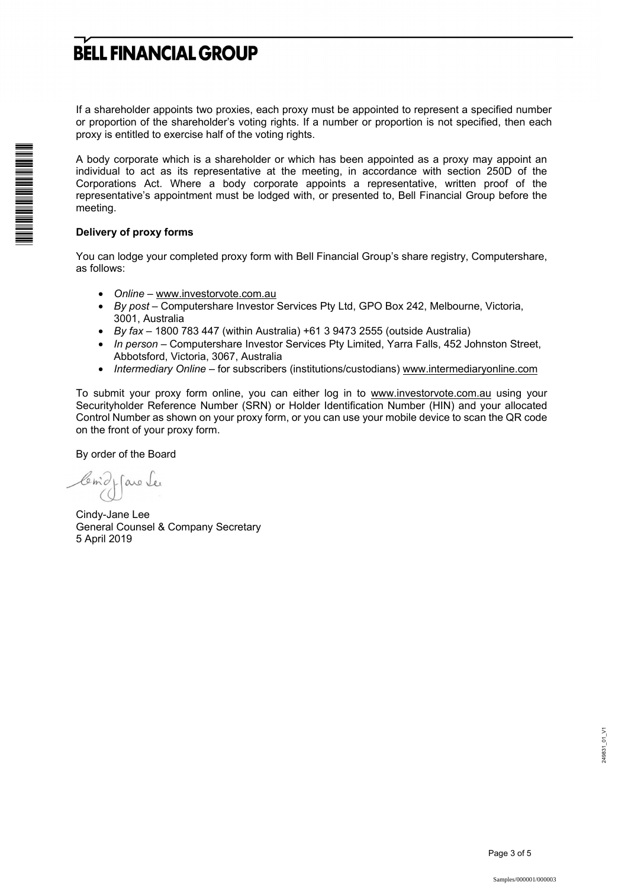If a shareholder appoints two proxies, each proxy must be appointed to represent a specified number or proportion of the shareholder's voting rights. If a number or proportion is not specified, then each proxy is entitled to exercise half of the voting rights.

A body corporate which is a shareholder or which has been appointed as a proxy may appoint an individual to act as its representative at the meeting, in accordance with section 250D of the Corporations Act. Where a body corporate appoints a representative, written proof of the representative's appointment must be lodged with, or presented to, Bell Financial Group before the meeting.

**Delivery of proxy forms**

You can lodge your completed proxy form with Bell Financial Group's share registry, Computershare, as follows:

- *Online* – www.investorvote.com.au
- *By post* – Computershare Investor Services Pty Ltd, GPO Box 242, Melbourne, Victoria, 3001, Australia
- *By fax* – 1800 783 447 (within Australia) +61 3 9473 2555 (outside Australia)
- *In person* – Computershare Investor Services Pty Limited, Yarra Falls, 452 Johnston Street, Abbotsford, Victoria, 3067, Australia
- *Intermediary Online* – for subscribers (institutions/custodians) www.intermediaryonline.com

To submit your proxy form online, you can either log in to www.investorvote.com.au using your Securityholder Reference Number (SRN) or Holder Identification Number (HIN) and your allocated Control Number as shown on your proxy form, or you can use your mobile device to scan the QR code on the front of your proxy form.

By order of the Board

Cindy-Jane Lee
General Counsel & Company Secretary
5 April 2019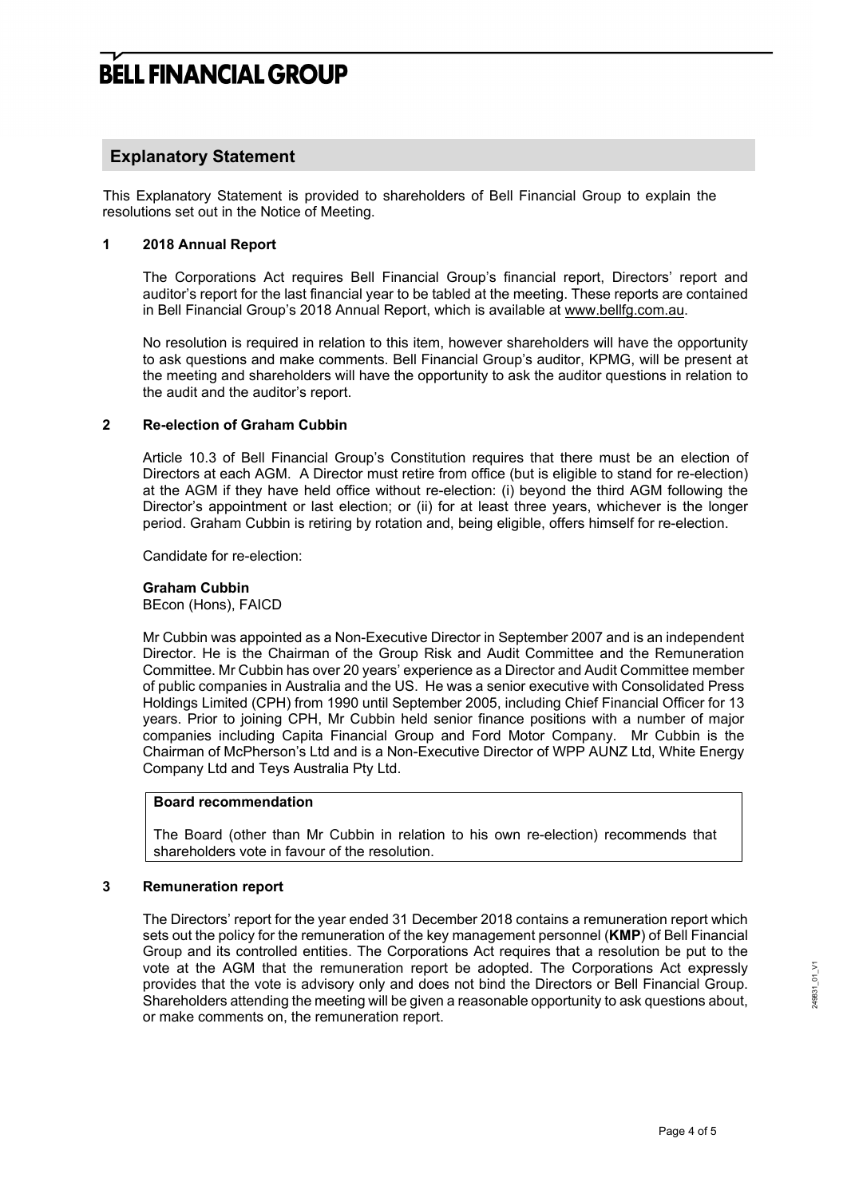## Explanatory Statement

This Explanatory Statement is provided to shareholders of Bell Financial Group to explain the resolutions set out in the Notice of Meeting.

### 1 2018 Annual Report

The Corporations Act requires Bell Financial Group's financial report, Directors' report and auditor's report for the last financial year to be tabled at the meeting. These reports are contained in Bell Financial Group's 2018 Annual Report, which is available at www.bellfg.com.au.

No resolution is required in relation to this item, however shareholders will have the opportunity to ask questions and make comments. Bell Financial Group's auditor, KPMG, will be present at the meeting and shareholders will have the opportunity to ask the auditor questions in relation to the audit and the auditor's report.

### 2 Re-election of Graham Cubbin

Article 10.3 of Bell Financial Group's Constitution requires that there must be an election of Directors at each AGM. A Director must retire from office (but is eligible to stand for re-election) at the AGM if they have held office without re-election: (i) beyond the third AGM following the Director's appointment or last election; or (ii) for at least three years, whichever is the longer period. Graham Cubbin is retiring by rotation and, being eligible, offers himself for re-election.

Candidate for re-election:

**Graham Cubbin**
BEcon (Hons), FAICD

Mr Cubbin was appointed as a Non-Executive Director in September 2007 and is an independent Director. He is the Chairman of the Group Risk and Audit Committee and the Remuneration Committee. Mr Cubbin has over 20 years' experience as a Director and Audit Committee member of public companies in Australia and the US. He was a senior executive with Consolidated Press Holdings Limited (CPH) from 1990 until September 2005, including Chief Financial Officer for 13 years. Prior to joining CPH, Mr Cubbin held senior finance positions with a number of major companies including Capita Financial Group and Ford Motor Company. Mr Cubbin is the Chairman of McPherson's Ltd and is a Non-Executive Director of WPP AUNZ Ltd, White Energy Company Ltd and Teys Australia Pty Ltd.

**Board recommendation**

The Board (other than Mr Cubbin in relation to his own re-election) recommends that shareholders vote in favour of the resolution.

### 3 Remuneration report

The Directors' report for the year ended 31 December 2018 contains a remuneration report which sets out the policy for the remuneration of the key management personnel (**KMP**) of Bell Financial Group and its controlled entities. The Corporations Act requires that a resolution be put to the vote at the AGM that the remuneration report be adopted. The Corporations Act expressly provides that the vote is advisory only and does not bind the Directors or Bell Financial Group. Shareholders attending the meeting will be given a reasonable opportunity to ask questions about, or make comments on, the remuneration report.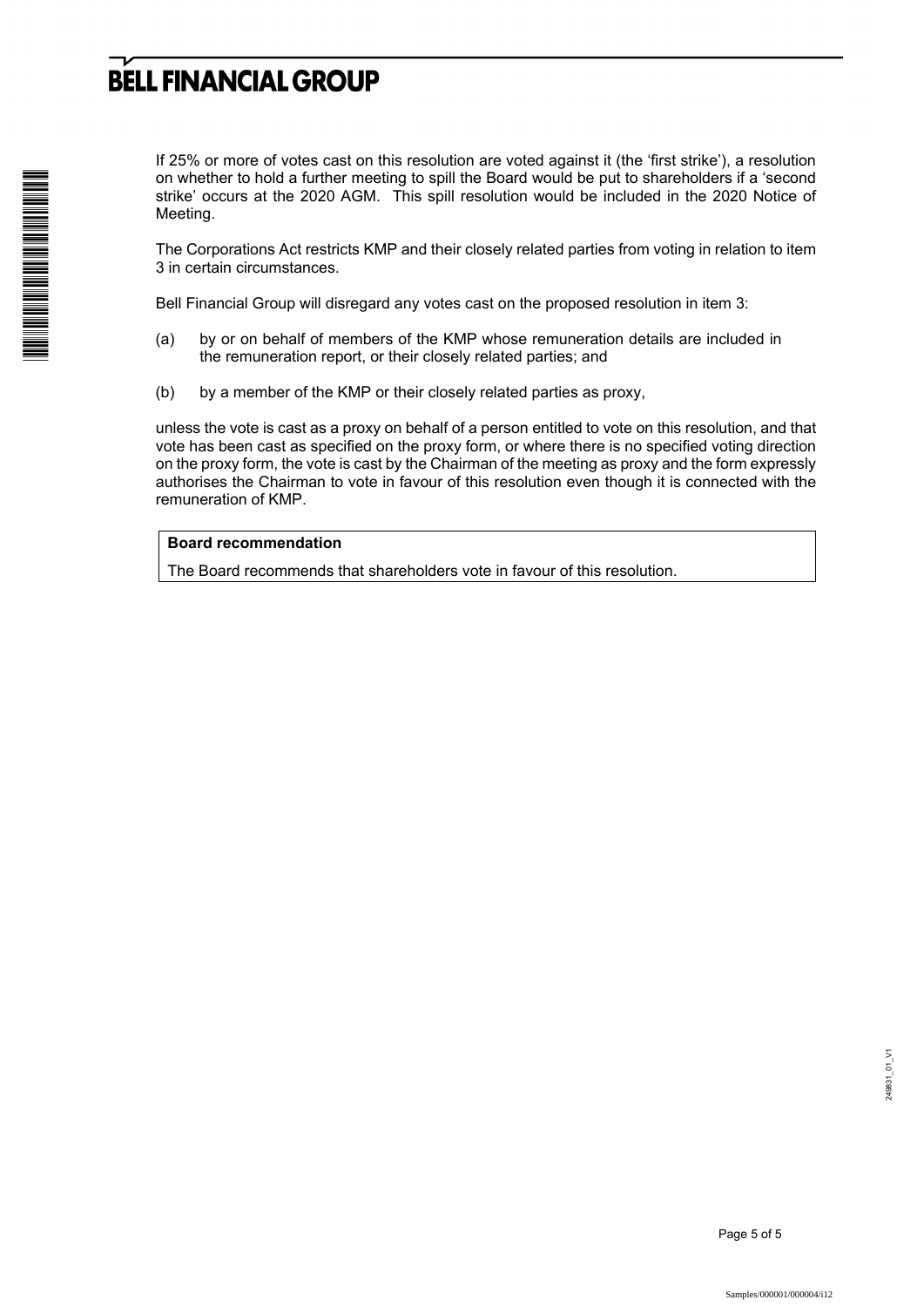If 25% or more of votes cast on this resolution are voted against it (the 'first strike'), a resolution on whether to hold a further meeting to spill the Board would be put to shareholders if a 'second strike' occurs at the 2020 AGM. This spill resolution would be included in the 2020 Notice of Meeting.

The Corporations Act restricts KMP and their closely related parties from voting in relation to item 3 in certain circumstances.

Bell Financial Group will disregard any votes cast on the proposed resolution in item 3:

(a) by or on behalf of members of the KMP whose remuneration details are included in the remuneration report, or their closely related parties; and

(b) by a member of the KMP or their closely related parties as proxy,

unless the vote is cast as a proxy on behalf of a person entitled to vote on this resolution, and that vote has been cast as specified on the proxy form, or where there is no specified voting direction on the proxy form, the vote is cast by the Chairman of the meeting as proxy and the form expressly authorises the Chairman to vote in favour of this resolution even though it is connected with the remuneration of KMP.

**Board recommendation**

The Board recommends that shareholders vote in favour of this resolution.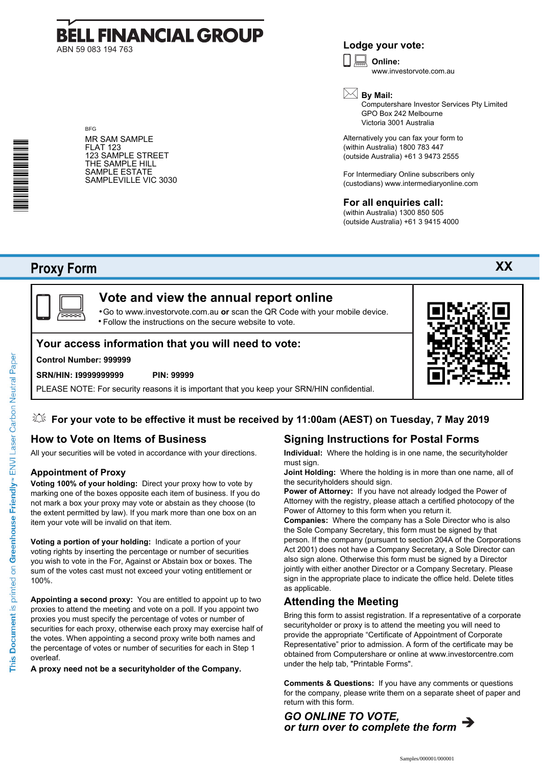# BELL FINANCIAL GROUP

ABN 59 083 194 763

BFG

MR SAM SAMPLE
FLAT 123
123 SAMPLE STREET
THE SAMPLE HILL
SAMPLE ESTATE
SAMPLEVILLE VIC 3030

**Lodge your vote:**

**Online:**
www.investorvote.com.au

**By Mail:**
Computershare Investor Services Pty Limited
GPO Box 242 Melbourne
Victoria 3001 Australia

Alternatively you can fax your form to
(within Australia) 1800 783 447
(outside Australia) +61 3 9473 2555

For Intermediary Online subscribers only
(custodians) www.intermediaryonline.com

**For all enquiries call:**
(within Australia) 1300 850 505
(outside Australia) +61 3 9415 4000

## Proxy Form

**XX**

### Vote and view the annual report online

- Go to www.investorvote.com.au **or** scan the QR Code with your mobile device.
- Follow the instructions on the secure website to vote.

### Your access information that you will need to vote:

**Control Number: 999999**

**SRN/HIN: I9999999999** **PIN: 99999**

PLEASE NOTE: For security reasons it is important that you keep your SRN/HIN confidential.

**For your vote to be effective it must be received by 11:00am (AEST) on Tuesday, 7 May 2019**

## How to Vote on Items of Business

All your securities will be voted in accordance with your directions.

### Appointment of Proxy

**Voting 100% of your holding:** Direct your proxy how to vote by marking one of the boxes opposite each item of business. If you do not mark a box your proxy may vote or abstain as they choose (to the extent permitted by law). If you mark more than one box on an item your vote will be invalid on that item.

**Voting a portion of your holding:** Indicate a portion of your voting rights by inserting the percentage or number of securities you wish to vote in the For, Against or Abstain box or boxes. The sum of the votes cast must not exceed your voting entitlement or 100%.

**Appointing a second proxy:** You are entitled to appoint up to two proxies to attend the meeting and vote on a poll. If you appoint two proxies you must specify the percentage of votes or number of securities for each proxy, otherwise each proxy may exercise half of the votes. When appointing a second proxy write both names and the percentage of votes or number of securities for each in Step 1 overleaf.

**A proxy need not be a securityholder of the Company.**

## Signing Instructions for Postal Forms

**Individual:** Where the holding is in one name, the securityholder must sign.

**Joint Holding:** Where the holding is in more than one name, all of the securityholders should sign.

**Power of Attorney:** If you have not already lodged the Power of Attorney with the registry, please attach a certified photocopy of the Power of Attorney to this form when you return it.

**Companies:** Where the company has a Sole Director who is also the Sole Company Secretary, this form must be signed by that person. If the company (pursuant to section 204A of the Corporations Act 2001) does not have a Company Secretary, a Sole Director can also sign alone. Otherwise this form must be signed by a Director jointly with either another Director or a Company Secretary. Please sign in the appropriate place to indicate the office held. Delete titles as applicable.

## Attending the Meeting

Bring this form to assist registration. If a representative of a corporate securityholder or proxy is to attend the meeting you will need to provide the appropriate "Certificate of Appointment of Corporate Representative" prior to admission. A form of the certificate may be obtained from Computershare or online at www.investorcentre.com under the help tab, "Printable Forms".

**Comments & Questions:** If you have any comments or questions for the company, please write them on a separate sheet of paper and return with this form.

***GO ONLINE TO VOTE,***
***or turn over to complete the form***

This Document is printed on Greenhouse Friendly™ ENVI Laser Carbon Neutral Paper

Samples/000001/000001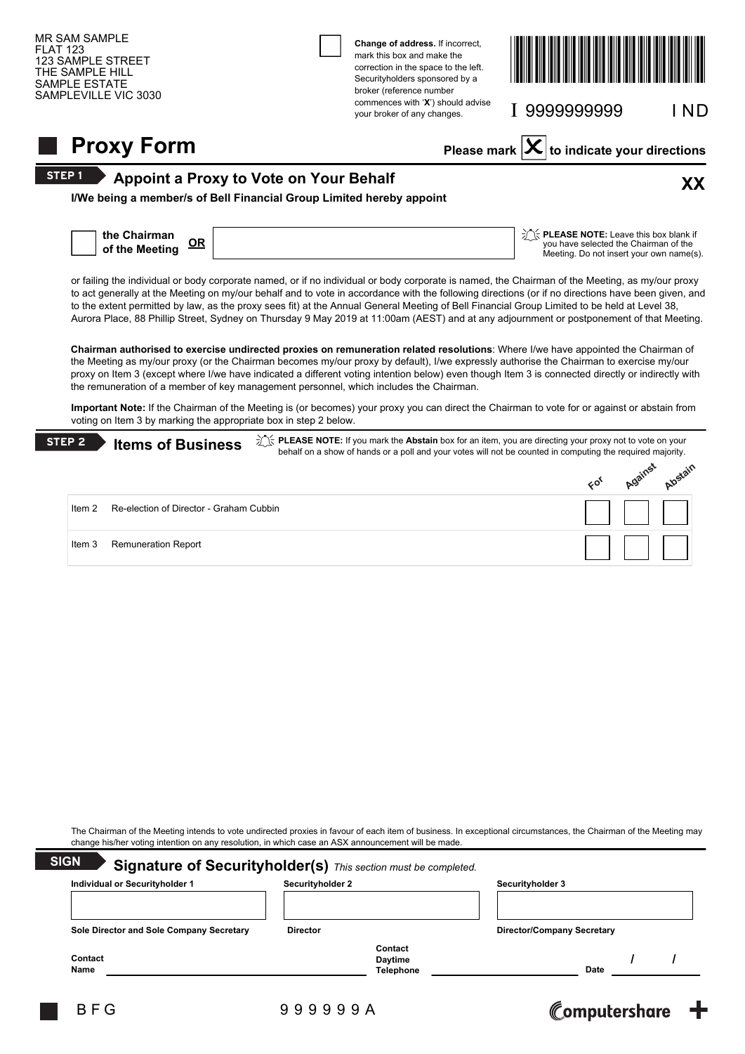MR SAM SAMPLE
FLAT 123
123 SAMPLE STREET
THE SAMPLE HILL
SAMPLE ESTATE
SAMPLEVILLE VIC 3030

☐ **Change of address.** If incorrect, mark this box and make the correction in the space to the left. Securityholders sponsored by a broker (reference number commences with '**X**') should advise your broker of any changes.

I 9999999999 I ND

# Proxy Form

**Please mark ☒ to indicate your directions**

## STEP 1 Appoint a Proxy to Vote on Your Behalf

**XX**

**I/We being a member/s of Bell Financial Group Limited hereby appoint**

☐ **the Chairman of the Meeting** **OR** ______________________

**PLEASE NOTE:** Leave this box blank if you have selected the Chairman of the Meeting. Do not insert your own name(s).

or failing the individual or body corporate named, or if no individual or body corporate is named, the Chairman of the Meeting, as my/our proxy to act generally at the Meeting on my/our behalf and to vote in accordance with the following directions (or if no directions have been given, and to the extent permitted by law, as the proxy sees fit) at the Annual General Meeting of Bell Financial Group Limited to be held at Level 38, Aurora Place, 88 Phillip Street, Sydney on Thursday 9 May 2019 at 11:00am (AEST) and at any adjournment or postponement of that Meeting.

**Chairman authorised to exercise undirected proxies on remuneration related resolutions**: Where I/we have appointed the Chairman of the Meeting as my/our proxy (or the Chairman becomes my/our proxy by default), I/we expressly authorise the Chairman to exercise my/our proxy on Item 3 (except where I/we have indicated a different voting intention below) even though Item 3 is connected directly or indirectly with the remuneration of a member of key management personnel, which includes the Chairman.

**Important Note:** If the Chairman of the Meeting is (or becomes) your proxy you can direct the Chairman to vote for or against or abstain from voting on Item 3 by marking the appropriate box in step 2 below.

## STEP 2 Items of Business

**PLEASE NOTE:** If you mark the **Abstain** box for an item, you are directing your proxy not to vote on your behalf on a show of hands or a poll and your votes will not be counted in computing the required majority.

| | | For | Against | Abstain |
|---|---|---|---|---|
| Item 2 | Re-election of Director - Graham Cubbin | ☐ | ☐ | ☐ |
| Item 3 | Remuneration Report | ☐ | ☐ | ☐ |

The Chairman of the Meeting intends to vote undirected proxies in favour of each item of business. In exceptional circumstances, the Chairman of the Meeting may change his/her voting intention on any resolution, in which case an ASX announcement will be made.

## SIGN Signature of Securityholder(s) *This section must be completed.*

| Individual or Securityholder 1 | Securityholder 2 | Securityholder 3 |
|---|---|---|
| | | |
| Sole Director and Sole Company Secretary | Director | Director/Company Secretary |

Contact Name ______________________ Contact Daytime Telephone ______________________ Date ___ / ___ / ___

BFG 999999A

computershare